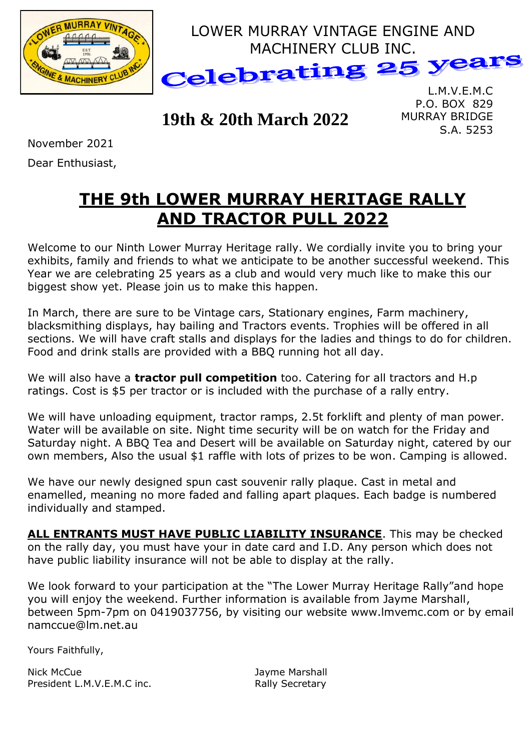LOWER MURRAY VINTAGE ENGINE AND MACHINERY CLUB INC.

**Celebrating 25 years**

**19th & 20th March 2022**

L.M.V.E.M.C
P.O. BOX 829
MURRAY BRIDGE
S.A. 5253

November 2021

Dear Enthusiast,

# THE 9th LOWER MURRAY HERITAGE RALLY AND TRACTOR PULL 2022

Welcome to our Ninth Lower Murray Heritage rally. We cordially invite you to bring your exhibits, family and friends to what we anticipate to be another successful weekend. This Year we are celebrating 25 years as a club and would very much like to make this our biggest show yet. Please join us to make this happen.

In March, there are sure to be Vintage cars, Stationary engines, Farm machinery, blacksmithing displays, hay bailing and Tractors events. Trophies will be offered in all sections. We will have craft stalls and displays for the ladies and things to do for children. Food and drink stalls are provided with a BBQ running hot all day.

We will also have a **tractor pull competition** too. Catering for all tractors and H.p ratings. Cost is $5 per tractor or is included with the purchase of a rally entry.

We will have unloading equipment, tractor ramps, 2.5t forklift and plenty of man power. Water will be available on site. Night time security will be on watch for the Friday and Saturday night. A BBQ Tea and Desert will be available on Saturday night, catered by our own members, Also the usual $1 raffle with lots of prizes to be won. Camping is allowed.

We have our newly designed spun cast souvenir rally plaque. Cast in metal and enamelled, meaning no more faded and falling apart plaques. Each badge is numbered individually and stamped.

**ALL ENTRANTS MUST HAVE PUBLIC LIABILITY INSURANCE**. This may be checked on the rally day, you must have your in date card and I.D. Any person which does not have public liability insurance will not be able to display at the rally.

We look forward to your participation at the "The Lower Murray Heritage Rally"and hope you will enjoy the weekend. Further information is available from Jayme Marshall, between 5pm-7pm on 0419037756, by visiting our website www.lmvemc.com or by email namccue@lm.net.au

Yours Faithfully,

Nick McCue
President L.M.V.E.M.C inc.

Jayme Marshall
Rally Secretary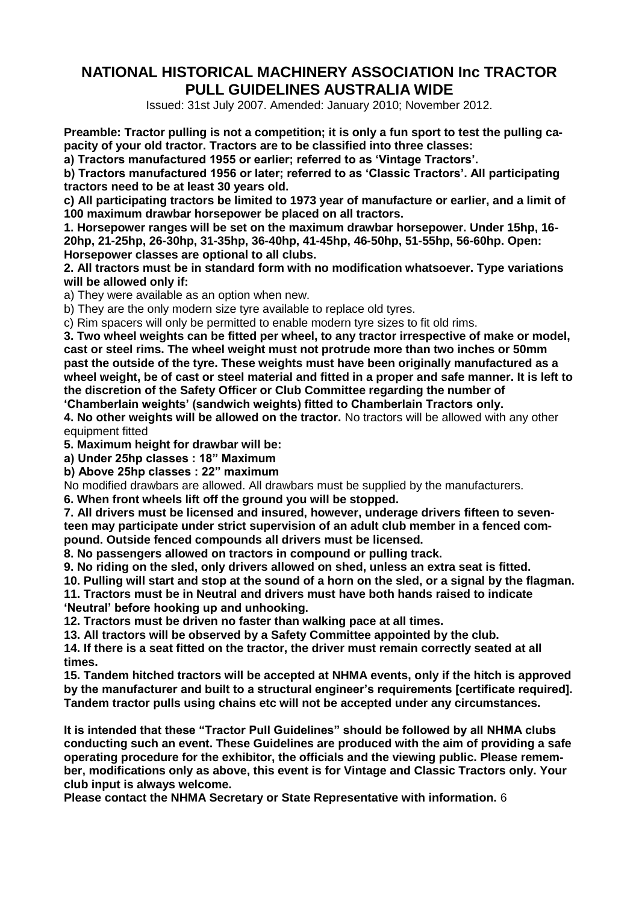# NATIONAL HISTORICAL MACHINERY ASSOCIATION Inc TRACTOR PULL GUIDELINES AUSTRALIA WIDE

Issued: 31st July 2007. Amended: January 2010; November 2012.

**Preamble: Tractor pulling is not a competition; it is only a fun sport to test the pulling capacity of your old tractor. Tractors are to be classified into three classes:**

**a) Tractors manufactured 1955 or earlier; referred to as 'Vintage Tractors'.**

**b) Tractors manufactured 1956 or later; referred to as 'Classic Tractors'. All participating tractors need to be at least 30 years old.**

**c) All participating tractors be limited to 1973 year of manufacture or earlier, and a limit of 100 maximum drawbar horsepower be placed on all tractors.**

**1. Horsepower ranges will be set on the maximum drawbar horsepower. Under 15hp, 16-20hp, 21-25hp, 26-30hp, 31-35hp, 36-40hp, 41-45hp, 46-50hp, 51-55hp, 56-60hp. Open: Horsepower classes are optional to all clubs.**

**2. All tractors must be in standard form with no modification whatsoever. Type variations will be allowed only if:**

a) They were available as an option when new.

b) They are the only modern size tyre available to replace old tyres.

c) Rim spacers will only be permitted to enable modern tyre sizes to fit old rims.

**3. Two wheel weights can be fitted per wheel, to any tractor irrespective of make or model, cast or steel rims. The wheel weight must not protrude more than two inches or 50mm past the outside of the tyre. These weights must have been originally manufactured as a wheel weight, be of cast or steel material and fitted in a proper and safe manner. It is left to the discretion of the Safety Officer or Club Committee regarding the number of 'Chamberlain weights' (sandwich weights) fitted to Chamberlain Tractors only.**

**4. No other weights will be allowed on the tractor.** No tractors will be allowed with any other equipment fitted

**5. Maximum height for drawbar will be:**

**a) Under 25hp classes : 18" Maximum**

**b) Above 25hp classes : 22" maximum**

No modified drawbars are allowed. All drawbars must be supplied by the manufacturers.

**6. When front wheels lift off the ground you will be stopped.**

**7. All drivers must be licensed and insured, however, underage drivers fifteen to seventeen may participate under strict supervision of an adult club member in a fenced compound. Outside fenced compounds all drivers must be licensed.**

**8. No passengers allowed on tractors in compound or pulling track.**

**9. No riding on the sled, only drivers allowed on shed, unless an extra seat is fitted.**

**10. Pulling will start and stop at the sound of a horn on the sled, or a signal by the flagman.**

**11. Tractors must be in Neutral and drivers must have both hands raised to indicate 'Neutral' before hooking up and unhooking.**

**12. Tractors must be driven no faster than walking pace at all times.**

**13. All tractors will be observed by a Safety Committee appointed by the club.**

**14. If there is a seat fitted on the tractor, the driver must remain correctly seated at all times.**

**15. Tandem hitched tractors will be accepted at NHMA events, only if the hitch is approved by the manufacturer and built to a structural engineer's requirements [certificate required]. Tandem tractor pulls using chains etc will not be accepted under any circumstances.**

**It is intended that these "Tractor Pull Guidelines" should be followed by all NHMA clubs conducting such an event. These Guidelines are produced with the aim of providing a safe operating procedure for the exhibitor, the officials and the viewing public. Please remember, modifications only as above, this event is for Vintage and Classic Tractors only. Your club input is always welcome.**

**Please contact the NHMA Secretary or State Representative with information.**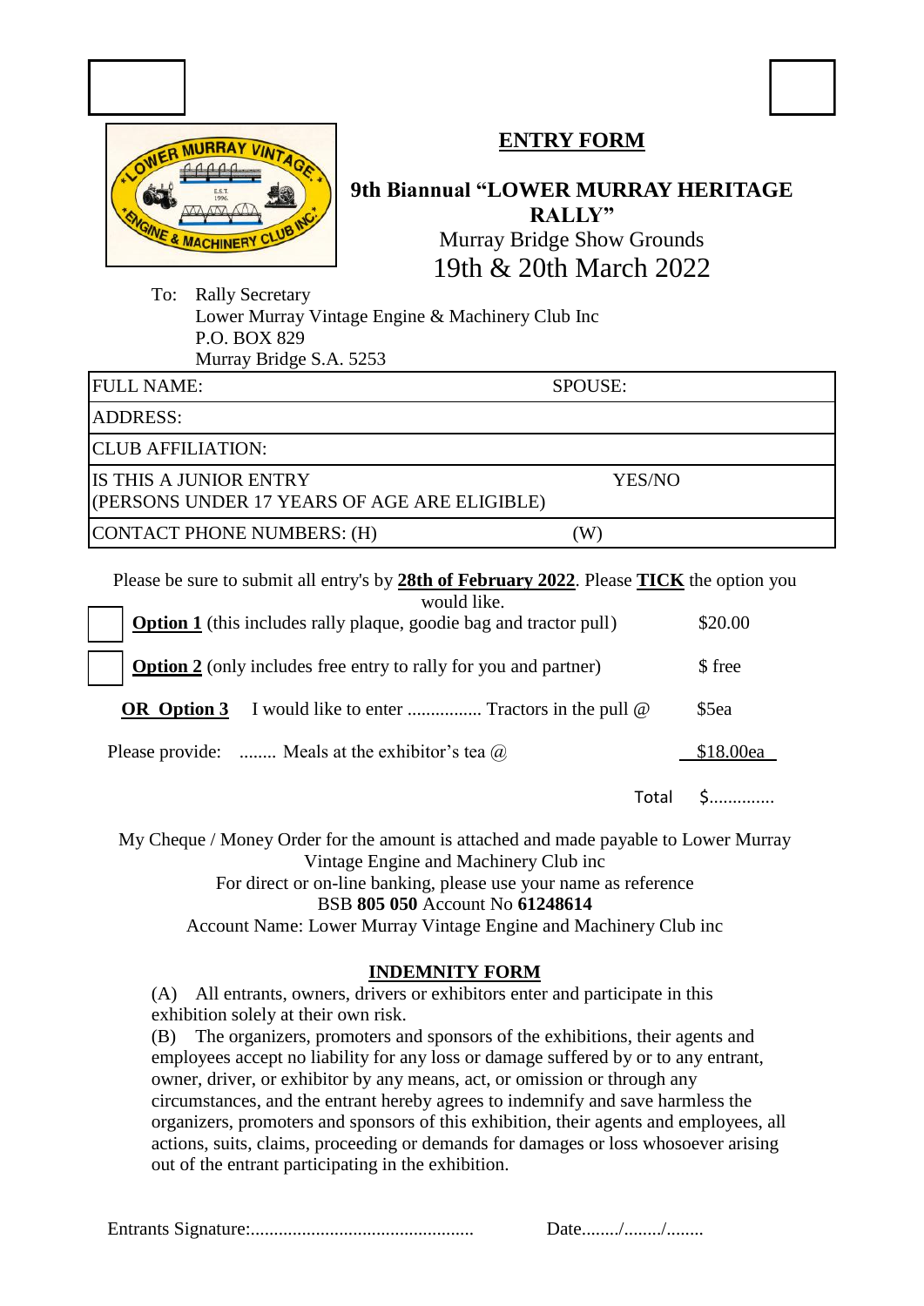## ENTRY FORM

**9th Biannual "LOWER MURRAY HERITAGE RALLY"**

Murray Bridge Show Grounds

19th & 20th March 2022

To: Rally Secretary
Lower Murray Vintage Engine & Machinery Club Inc
P.O. BOX 829
Murray Bridge S.A. 5253

| FULL NAME: | SPOUSE: |
|---|---|
| ADDRESS: | |
| CLUB AFFILIATION: | |
| IS THIS A JUNIOR ENTRY (PERSONS UNDER 17 YEARS OF AGE ARE ELIGIBLE) | YES/NO |
| CONTACT PHONE NUMBERS: (H) | (W) |

Please be sure to submit all entry's by **28th of February 2022**. Please **TICK** the option you would like.

☐ **Option 1** (this includes rally plaque, goodie bag and tractor pull) $20.00

☐ **Option 2** (only includes free entry to rally for you and partner) $ free

**OR Option 3** I would like to enter ................ Tractors in the pull @ $5ea

Please provide: ........ Meals at the exhibitor's tea @ $18.00ea

Total $.............

My Cheque / Money Order for the amount is attached and made payable to Lower Murray Vintage Engine and Machinery Club inc

For direct or on-line banking, please use your name as reference

BSB **805 050** Account No **61248614**

Account Name: Lower Murray Vintage Engine and Machinery Club inc

### INDEMNITY FORM

(A) All entrants, owners, drivers or exhibitors enter and participate in this exhibition solely at their own risk.

(B) The organizers, promoters and sponsors of the exhibitions, their agents and employees accept no liability for any loss or damage suffered by or to any entrant, owner, driver, or exhibitor by any means, act, or omission or through any circumstances, and the entrant hereby agrees to indemnify and save harmless the organizers, promoters and sponsors of this exhibition, their agents and employees, all actions, suits, claims, proceeding or demands for damages or loss whosoever arising out of the entrant participating in the exhibition.

Entrants Signature:................................................ Date......../......../........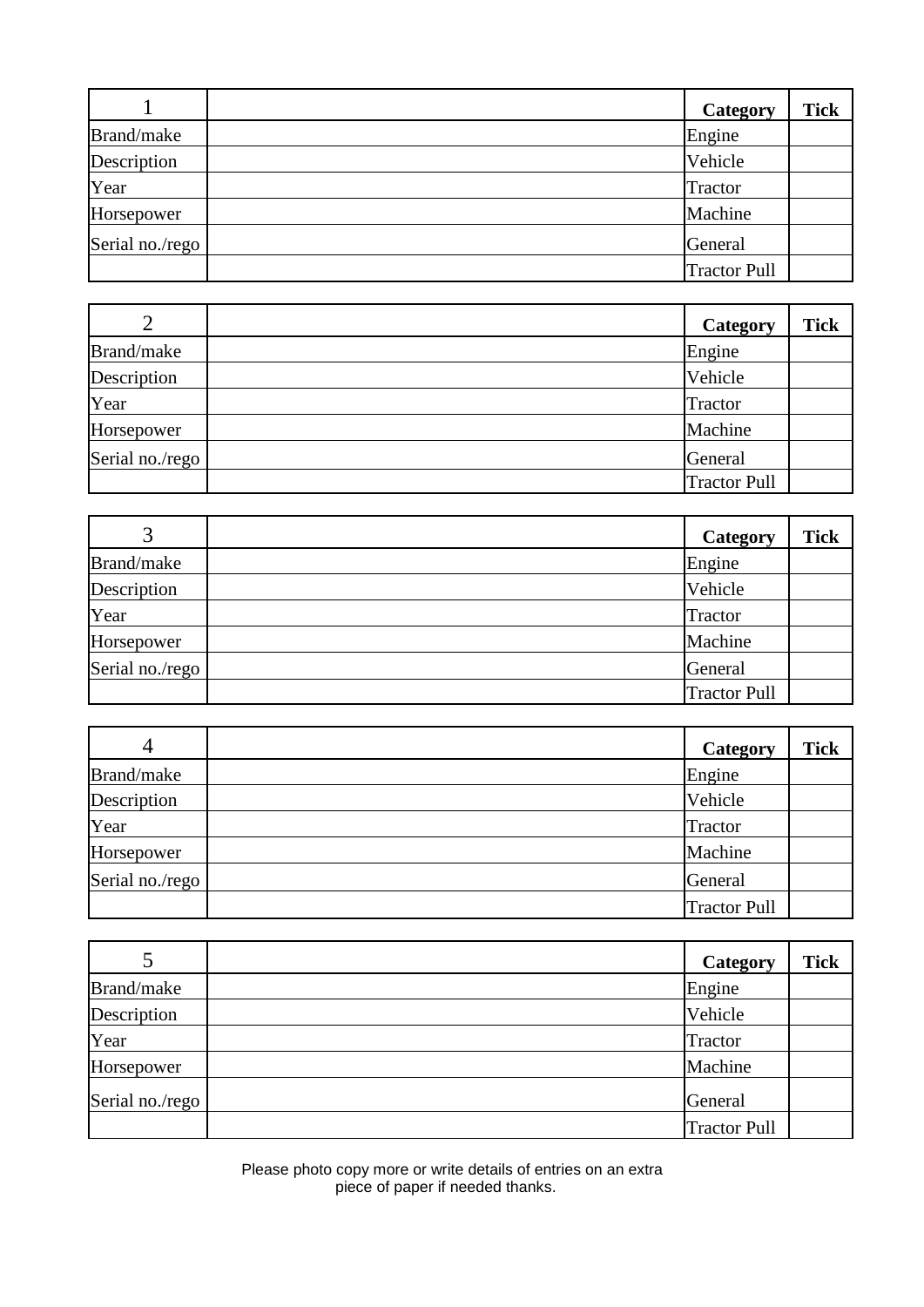| 1 | | Category | Tick |
|---|---|---|---|
| Brand/make | | Engine | |
| Description | | Vehicle | |
| Year | | Tractor | |
| Horsepower | | Machine | |
| Serial no./rego | | General | |
| | | Tractor Pull | |

| 2 | | Category | Tick |
|---|---|---|---|
| Brand/make | | Engine | |
| Description | | Vehicle | |
| Year | | Tractor | |
| Horsepower | | Machine | |
| Serial no./rego | | General | |
| | | Tractor Pull | |

| 3 | | Category | Tick |
|---|---|---|---|
| Brand/make | | Engine | |
| Description | | Vehicle | |
| Year | | Tractor | |
| Horsepower | | Machine | |
| Serial no./rego | | General | |
| | | Tractor Pull | |

| 4 | | Category | Tick |
|---|---|---|---|
| Brand/make | | Engine | |
| Description | | Vehicle | |
| Year | | Tractor | |
| Horsepower | | Machine | |
| Serial no./rego | | General | |
| | | Tractor Pull | |

| 5 | | Category | Tick |
|---|---|---|---|
| Brand/make | | Engine | |
| Description | | Vehicle | |
| Year | | Tractor | |
| Horsepower | | Machine | |
| Serial no./rego | | General | |
| | | Tractor Pull | |

Please photo copy more or write details of entries on an extra piece of paper if needed thanks.